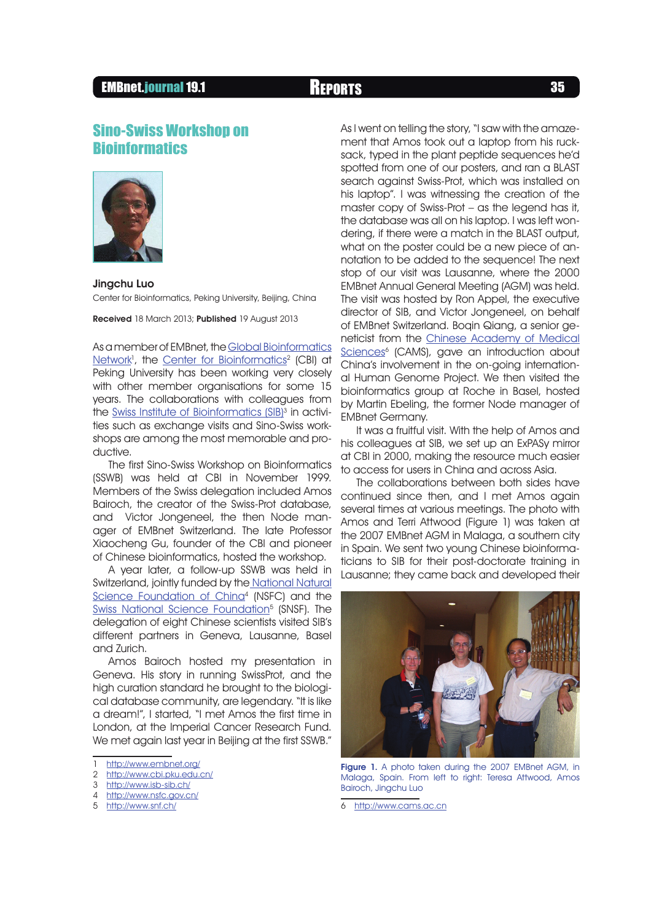# Sino-Swiss Workshop on Bioinformatics

**Jingchu Luo**

Center for Bioinformatics, Peking University, Beijing, China

**Received** 18 March 2013; **Published** 19 August 2013

As a member of EMBnet, the Global Bioinformatics Network[1], the Center for Bioinformatics[2] (CBI) at Peking University has been working very closely with other member organisations for some 15 years. The collaborations with colleagues from the Swiss Institute of Bioinformatics (SIB)[3] in activities such as exchange visits and Sino-Swiss workshops are among the most memorable and productive.

The first Sino-Swiss Workshop on Bioinformatics (SSWB) was held at CBI in November 1999. Members of the Swiss delegation included Amos Bairoch, the creator of the Swiss-Prot database, and Victor Jongeneel, the then Node manager of EMBnet Switzerland. The late Professor Xiaocheng Gu, founder of the CBI and pioneer of Chinese bioinformatics, hosted the workshop.

A year later, a follow-up SSWB was held in Switzerland, jointly funded by the National Natural Science Foundation of China[4] (NSFC) and the Swiss National Science Foundation[5] (SNSF). The delegation of eight Chinese scientists visited SIB's different partners in Geneva, Lausanne, Basel and Zurich.

Amos Bairoch hosted my presentation in Geneva. His story in running SwissProt, and the high curation standard he brought to the biological database community, are legendary. "It is like a dream!", I started, "I met Amos the first time in London, at the Imperial Cancer Research Fund. We met again last year in Beijing at the first SSWB." As I went on telling the story, "I saw with the amazement that Amos took out a laptop from his rucksack, typed in the plant peptide sequences he'd spotted from one of our posters, and ran a BLAST search against Swiss-Prot, which was installed on his laptop". I was witnessing the creation of the master copy of Swiss-Prot – as the legend has it, the database was all on his laptop. I was left wondering, if there were a match in the BLAST output, what on the poster could be a new piece of annotation to be added to the sequence! The next stop of our visit was Lausanne, where the 2000 EMBnet Annual General Meeting (AGM) was held. The visit was hosted by Ron Appel, the executive director of SIB, and Victor Jongeneel, on behalf of EMBnet Switzerland. Boqin Qiang, a senior geneticist from the Chinese Academy of Medical Sciences[6] (CAMS), gave an introduction about China's involvement in the on-going international Human Genome Project. We then visited the bioinformatics group at Roche in Basel, hosted by Martin Ebeling, the former Node manager of EMBnet Germany.

It was a fruitful visit. With the help of Amos and his colleagues at SIB, we set up an ExPASy mirror at CBI in 2000, making the resource much easier to access for users in China and across Asia.

The collaborations between both sides have continued since then, and I met Amos again several times at various meetings. The photo with Amos and Terri Attwood (Figure 1) was taken at the 2007 EMBnet AGM in Malaga, a southern city in Spain. We sent two young Chinese bioinformaticians to SIB for their post-doctorate training in Lausanne; they came back and developed their

**Figure 1.** A photo taken during the 2007 EMBnet AGM, in Malaga, Spain. From left to right: Teresa Attwood, Amos Bairoch, Jingchu Luo

1 http://www.embnet.org/
2 http://www.cbi.pku.edu.cn/
3 http://www.isb-sib.ch/
4 http://www.nsfc.gov.cn/
5 http://www.snf.ch/
6 http://www.cams.ac.cn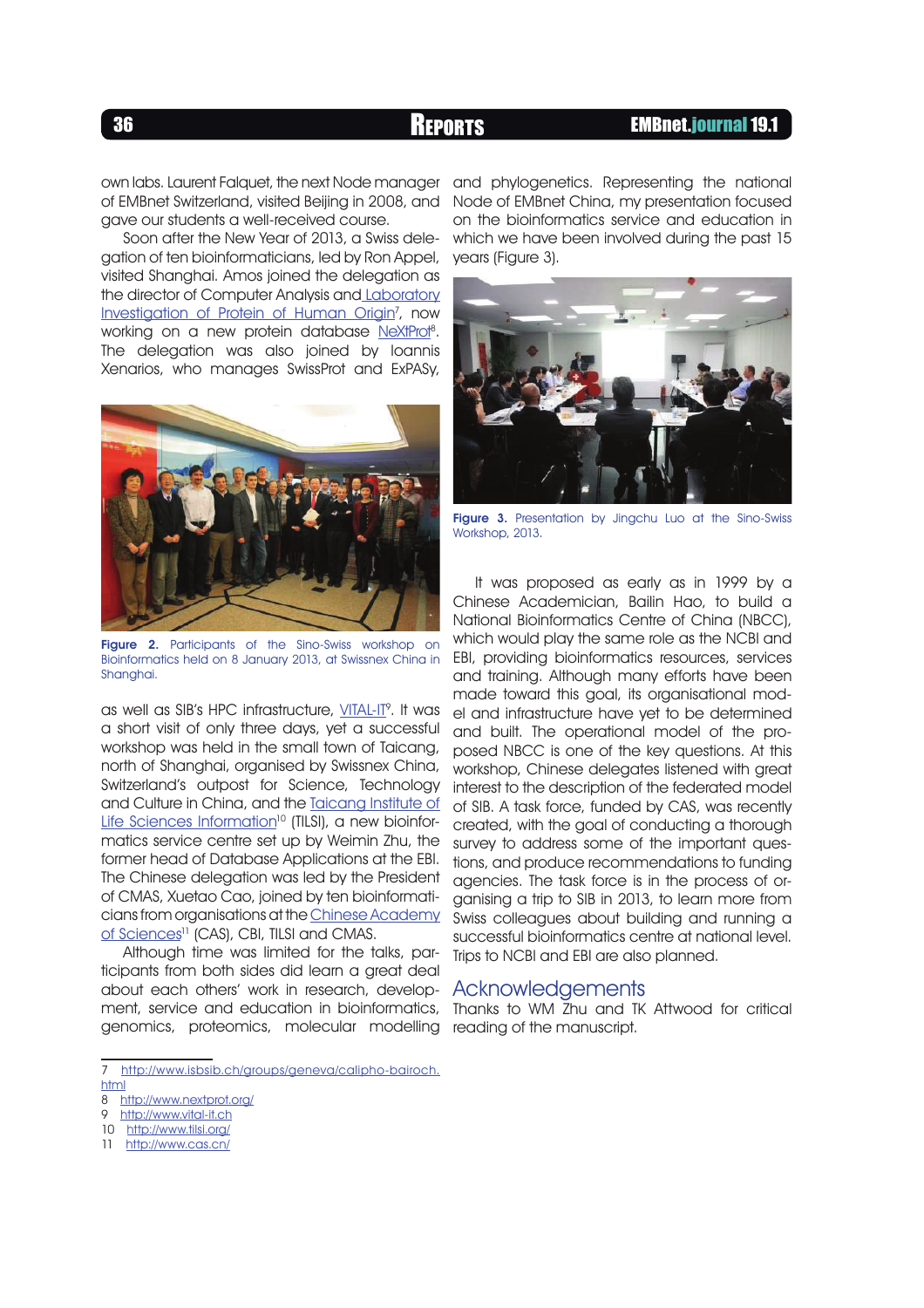own labs. Laurent Falquet, the next Node manager of EMBnet Switzerland, visited Beijing in 2008, and gave our students a well-received course.

Soon after the New Year of 2013, a Swiss delegation of ten bioinformaticians, led by Ron Appel, visited Shanghai. Amos joined the delegation as the director of Computer Analysis and Laboratory Investigation of Protein of Human Origin[7], now working on a new protein database NeXtProt[8]. The delegation was also joined by Ioannis Xenarios, who manages SwissProt and ExPASy, as well as SIB's HPC infrastructure, VITAL-IT[9]. It was a short visit of only three days, yet a successful workshop was held in the small town of Taicang, north of Shanghai, organised by Swissnex China, Switzerland's outpost for Science, Technology and Culture in China, and the Taicang Institute of Life Sciences Information[10] (TILSI), a new bioinformatics service centre set up by Weimin Zhu, the former head of Database Applications at the EBI. The Chinese delegation was led by the President of CMAS, Xuetao Cao, joined by ten bioinformaticians from organisations at the Chinese Academy of Sciences[11] (CAS), CBI, TILSI and CMAS.

Figure 2. Participants of the Sino-Swiss workshop on Bioinformatics held on 8 January 2013, at Swissnex China in Shanghai.

Although time was limited for the talks, participants from both sides did learn a great deal about each others' work in research, development, service and education in bioinformatics, genomics, proteomics, molecular modelling and phylogenetics. Representing the national Node of EMBnet China, my presentation focused on the bioinformatics service and education in which we have been involved during the past 15 years (Figure 3).

Figure 3. Presentation by Jingchu Luo at the Sino-Swiss Workshop, 2013.

It was proposed as early as in 1999 by a Chinese Academician, Bailin Hao, to build a National Bioinformatics Centre of China (NBCC), which would play the same role as the NCBI and EBI, providing bioinformatics resources, services and training. Although many efforts have been made toward this goal, its organisational model and infrastructure have yet to be determined and built. The operational model of the proposed NBCC is one of the key questions. At this workshop, Chinese delegates listened with great interest to the description of the federated model of SIB. A task force, funded by CAS, was recently created, with the goal of conducting a thorough survey to address some of the important questions, and produce recommendations to funding agencies. The task force is in the process of organising a trip to SIB in 2013, to learn more from Swiss colleagues about building and running a successful bioinformatics centre at national level. Trips to NCBI and EBI are also planned.

## Acknowledgements

Thanks to WM Zhu and TK Attwood for critical reading of the manuscript.

---

7 http://www.isbsib.ch/groups/geneva/calipho-bairoch.html
8 http://www.nextprot.org/
9 http://www.vital-it.ch
10 http://www.tilsi.org/
11 http://www.cas.cn/